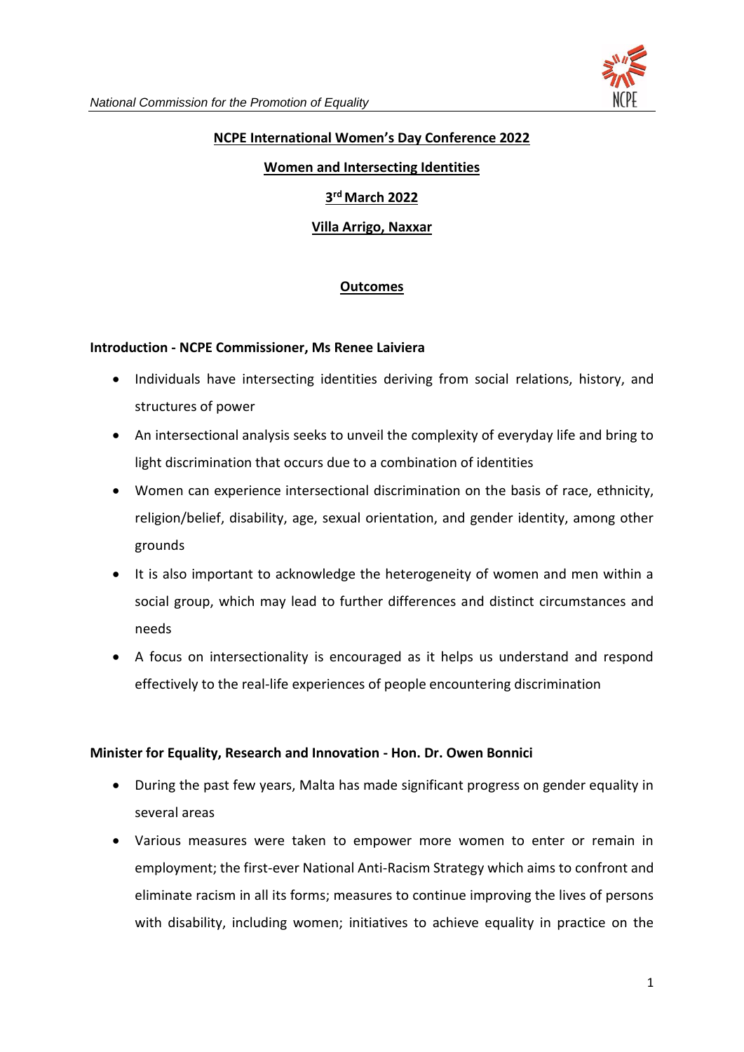**NCPE International Women's Day Conference 2022**

**Women and Intersecting Identities**

**3rd March 2022**

**Villa Arrigo, Naxxar**

**Outcomes**

**Introduction - NCPE Commissioner, Ms Renee Laiviera**

- Individuals have intersecting identities deriving from social relations, history, and structures of power
- An intersectional analysis seeks to unveil the complexity of everyday life and bring to light discrimination that occurs due to a combination of identities
- Women can experience intersectional discrimination on the basis of race, ethnicity, religion/belief, disability, age, sexual orientation, and gender identity, among other grounds
- It is also important to acknowledge the heterogeneity of women and men within a social group, which may lead to further differences and distinct circumstances and needs
- A focus on intersectionality is encouraged as it helps us understand and respond effectively to the real-life experiences of people encountering discrimination

**Minister for Equality, Research and Innovation - Hon. Dr. Owen Bonnici**

- During the past few years, Malta has made significant progress on gender equality in several areas
- Various measures were taken to empower more women to enter or remain in employment; the first-ever National Anti-Racism Strategy which aims to confront and eliminate racism in all its forms; measures to continue improving the lives of persons with disability, including women; initiatives to achieve equality in practice on the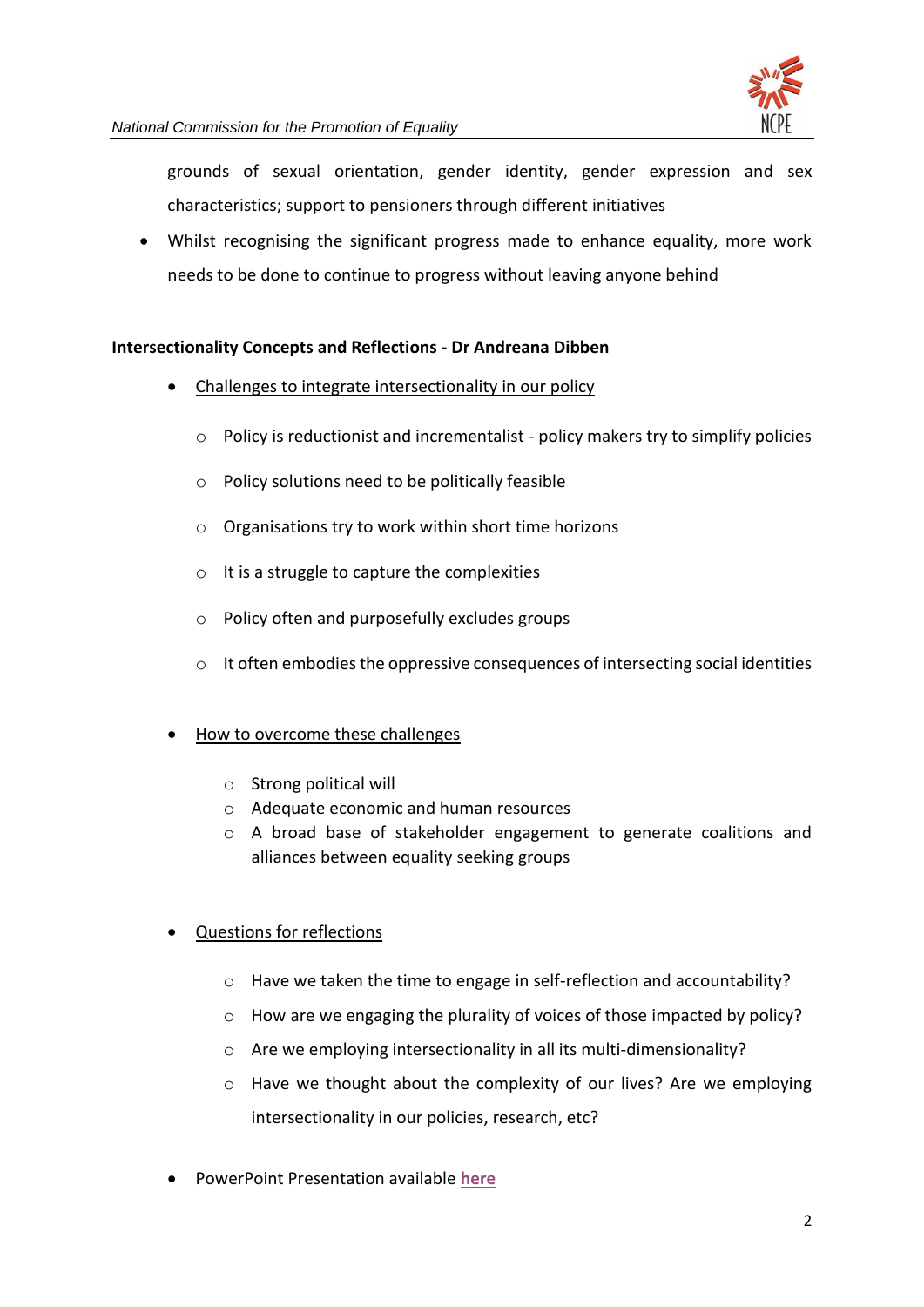grounds of sexual orientation, gender identity, gender expression and sex characteristics; support to pensioners through different initiatives

- Whilst recognising the significant progress made to enhance equality, more work needs to be done to continue to progress without leaving anyone behind

**Intersectionality Concepts and Reflections - Dr Andreana Dibben**

- Challenges to integrate intersectionality in our policy
  - Policy is reductionist and incrementalist - policy makers try to simplify policies
  - Policy solutions need to be politically feasible
  - Organisations try to work within short time horizons
  - It is a struggle to capture the complexities
  - Policy often and purposefully excludes groups
  - It often embodies the oppressive consequences of intersecting social identities

- How to overcome these challenges
  - Strong political will
  - Adequate economic and human resources
  - A broad base of stakeholder engagement to generate coalitions and alliances between equality seeking groups

- Questions for reflections
  - Have we taken the time to engage in self-reflection and accountability?
  - How are we engaging the plurality of voices of those impacted by policy?
  - Are we employing intersectionality in all its multi-dimensionality?
  - Have we thought about the complexity of our lives? Are we employing intersectionality in our policies, research, etc?

- PowerPoint Presentation available **here**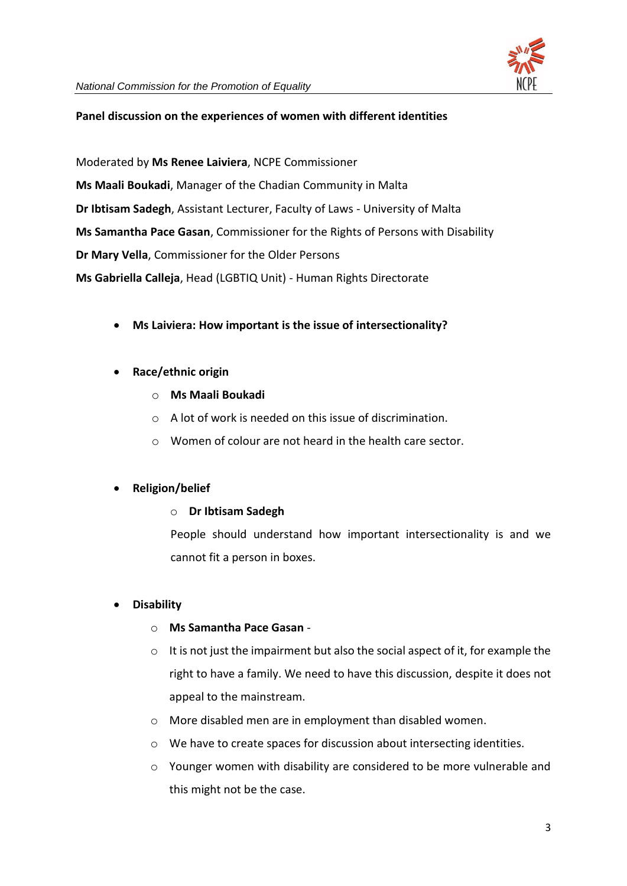**Panel discussion on the experiences of women with different identities**

Moderated by **Ms Renee Laiviera**, NCPE Commissioner

**Ms Maali Boukadi**, Manager of the Chadian Community in Malta

**Dr Ibtisam Sadegh**, Assistant Lecturer, Faculty of Laws - University of Malta

**Ms Samantha Pace Gasan**, Commissioner for the Rights of Persons with Disability

**Dr Mary Vella**, Commissioner for the Older Persons

**Ms Gabriella Calleja**, Head (LGBTIQ Unit) - Human Rights Directorate

- **Ms Laiviera: How important is the issue of intersectionality?**

- **Race/ethnic origin**
  - **Ms Maali Boukadi**
  - A lot of work is needed on this issue of discrimination.
  - Women of colour are not heard in the health care sector.

- **Religion/belief**
  - **Dr Ibtisam Sadegh**

    People should understand how important intersectionality is and we cannot fit a person in boxes.

- **Disability**
  - **Ms Samantha Pace Gasan** -
  - It is not just the impairment but also the social aspect of it, for example the right to have a family. We need to have this discussion, despite it does not appeal to the mainstream.
  - More disabled men are in employment than disabled women.
  - We have to create spaces for discussion about intersecting identities.
  - Younger women with disability are considered to be more vulnerable and this might not be the case.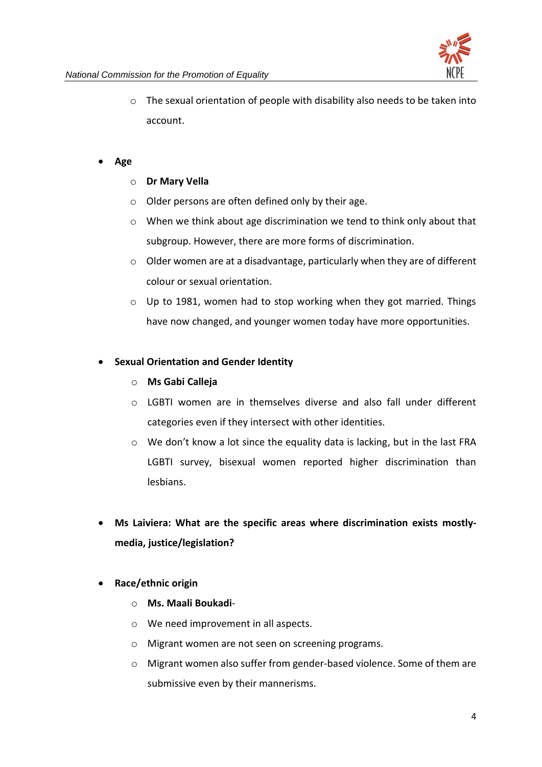- The sexual orientation of people with disability also needs to be taken into account.

- **Age**
    - **Dr Mary Vella**
    - Older persons are often defined only by their age.
    - When we think about age discrimination we tend to think only about that subgroup. However, there are more forms of discrimination.
    - Older women are at a disadvantage, particularly when they are of different colour or sexual orientation.
    - Up to 1981, women had to stop working when they got married. Things have now changed, and younger women today have more opportunities.

- **Sexual Orientation and Gender Identity**
    - **Ms Gabi Calleja**
    - LGBTI women are in themselves diverse and also fall under different categories even if they intersect with other identities.
    - We don't know a lot since the equality data is lacking, but in the last FRA LGBTI survey, bisexual women reported higher discrimination than lesbians.

- **Ms Laiviera: What are the specific areas where discrimination exists mostly- media, justice/legislation?**

- **Race/ethnic origin**
    - **Ms. Maali Boukadi**-
    - We need improvement in all aspects.
    - Migrant women are not seen on screening programs.
    - Migrant women also suffer from gender-based violence. Some of them are submissive even by their mannerisms.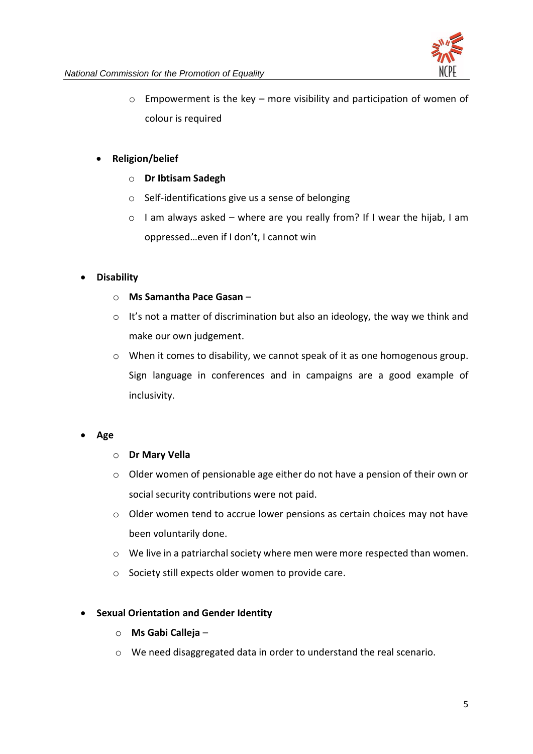- Empowerment is the key – more visibility and participation of women of colour is required

- **Religion/belief**
    - **Dr Ibtisam Sadegh**
    - Self-identifications give us a sense of belonging
    - I am always asked – where are you really from? If I wear the hijab, I am oppressed…even if I don't, I cannot win

- **Disability**
    - **Ms Samantha Pace Gasan** –
    - It's not a matter of discrimination but also an ideology, the way we think and make our own judgement.
    - When it comes to disability, we cannot speak of it as one homogenous group. Sign language in conferences and in campaigns are a good example of inclusivity.

- **Age**
    - **Dr Mary Vella**
    - Older women of pensionable age either do not have a pension of their own or social security contributions were not paid.
    - Older women tend to accrue lower pensions as certain choices may not have been voluntarily done.
    - We live in a patriarchal society where men were more respected than women.
    - Society still expects older women to provide care.

- **Sexual Orientation and Gender Identity**
    - **Ms Gabi Calleja** –
    - We need disaggregated data in order to understand the real scenario.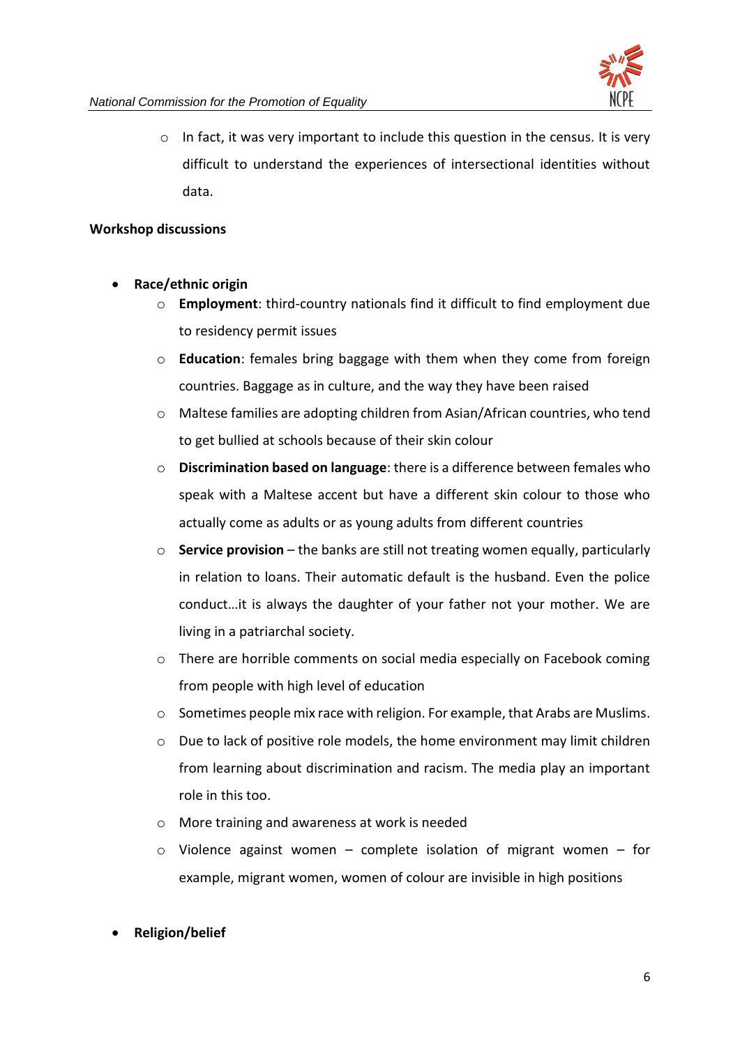- In fact, it was very important to include this question in the census. It is very difficult to understand the experiences of intersectional identities without data.

**Workshop discussions**

- **Race/ethnic origin**
  - **Employment**: third-country nationals find it difficult to find employment due to residency permit issues
  - **Education**: females bring baggage with them when they come from foreign countries. Baggage as in culture, and the way they have been raised
  - Maltese families are adopting children from Asian/African countries, who tend to get bullied at schools because of their skin colour
  - **Discrimination based on language**: there is a difference between females who speak with a Maltese accent but have a different skin colour to those who actually come as adults or as young adults from different countries
  - **Service provision** – the banks are still not treating women equally, particularly in relation to loans. Their automatic default is the husband. Even the police conduct…it is always the daughter of your father not your mother. We are living in a patriarchal society.
  - There are horrible comments on social media especially on Facebook coming from people with high level of education
  - Sometimes people mix race with religion. For example, that Arabs are Muslims.
  - Due to lack of positive role models, the home environment may limit children from learning about discrimination and racism. The media play an important role in this too.
  - More training and awareness at work is needed
  - Violence against women – complete isolation of migrant women – for example, migrant women, women of colour are invisible in high positions

- **Religion/belief**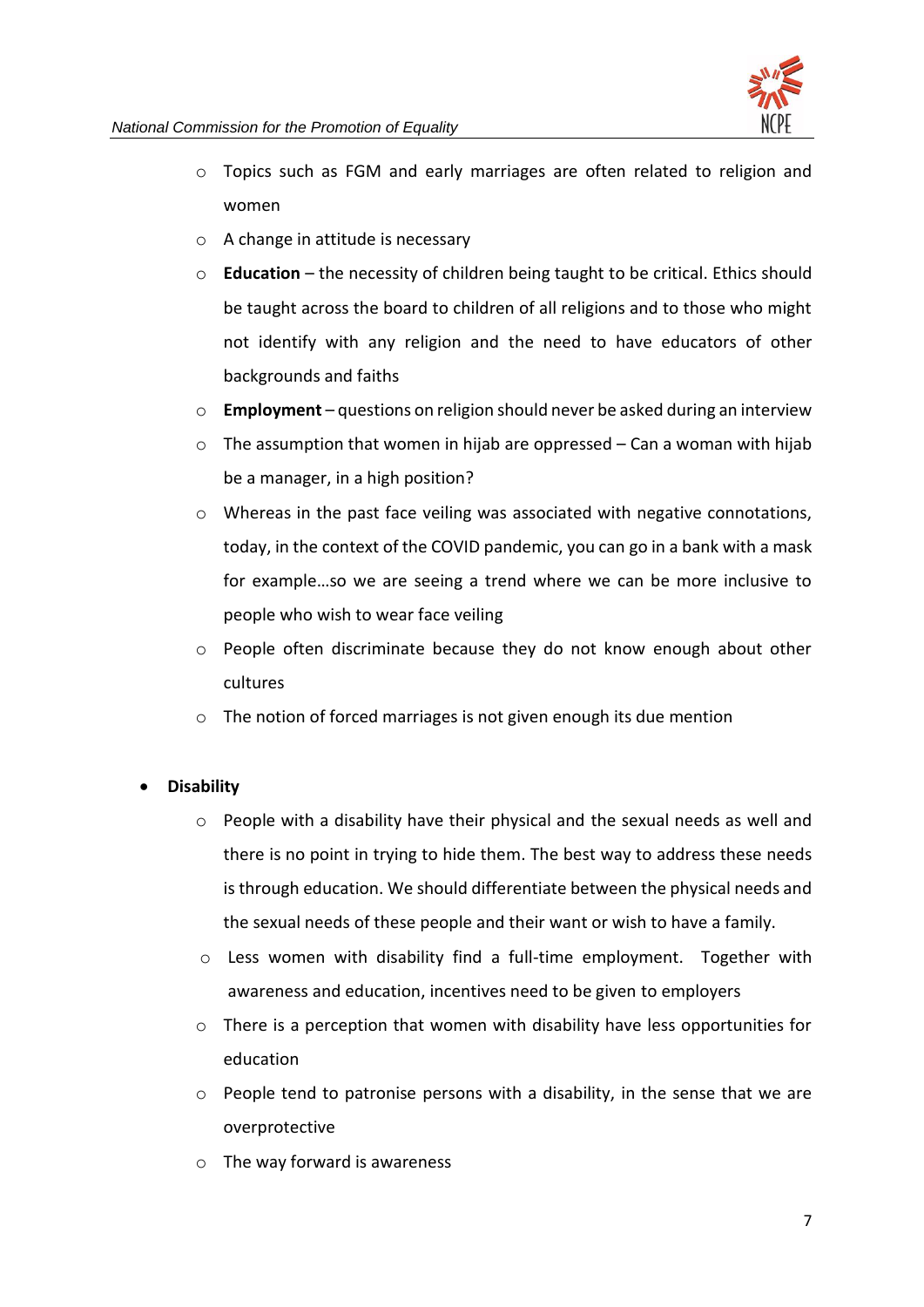- Topics such as FGM and early marriages are often related to religion and women
  - A change in attitude is necessary
  - **Education** – the necessity of children being taught to be critical. Ethics should be taught across the board to children of all religions and to those who might not identify with any religion and the need to have educators of other backgrounds and faiths
  - **Employment** – questions on religion should never be asked during an interview
  - The assumption that women in hijab are oppressed – Can a woman with hijab be a manager, in a high position?
  - Whereas in the past face veiling was associated with negative connotations, today, in the context of the COVID pandemic, you can go in a bank with a mask for example…so we are seeing a trend where we can be more inclusive to people who wish to wear face veiling
  - People often discriminate because they do not know enough about other cultures
  - The notion of forced marriages is not given enough its due mention

- **Disability**
  - People with a disability have their physical and the sexual needs as well and there is no point in trying to hide them. The best way to address these needs is through education. We should differentiate between the physical needs and the sexual needs of these people and their want or wish to have a family.
  - Less women with disability find a full-time employment. Together with awareness and education, incentives need to be given to employers
  - There is a perception that women with disability have less opportunities for education
  - People tend to patronise persons with a disability, in the sense that we are overprotective
  - The way forward is awareness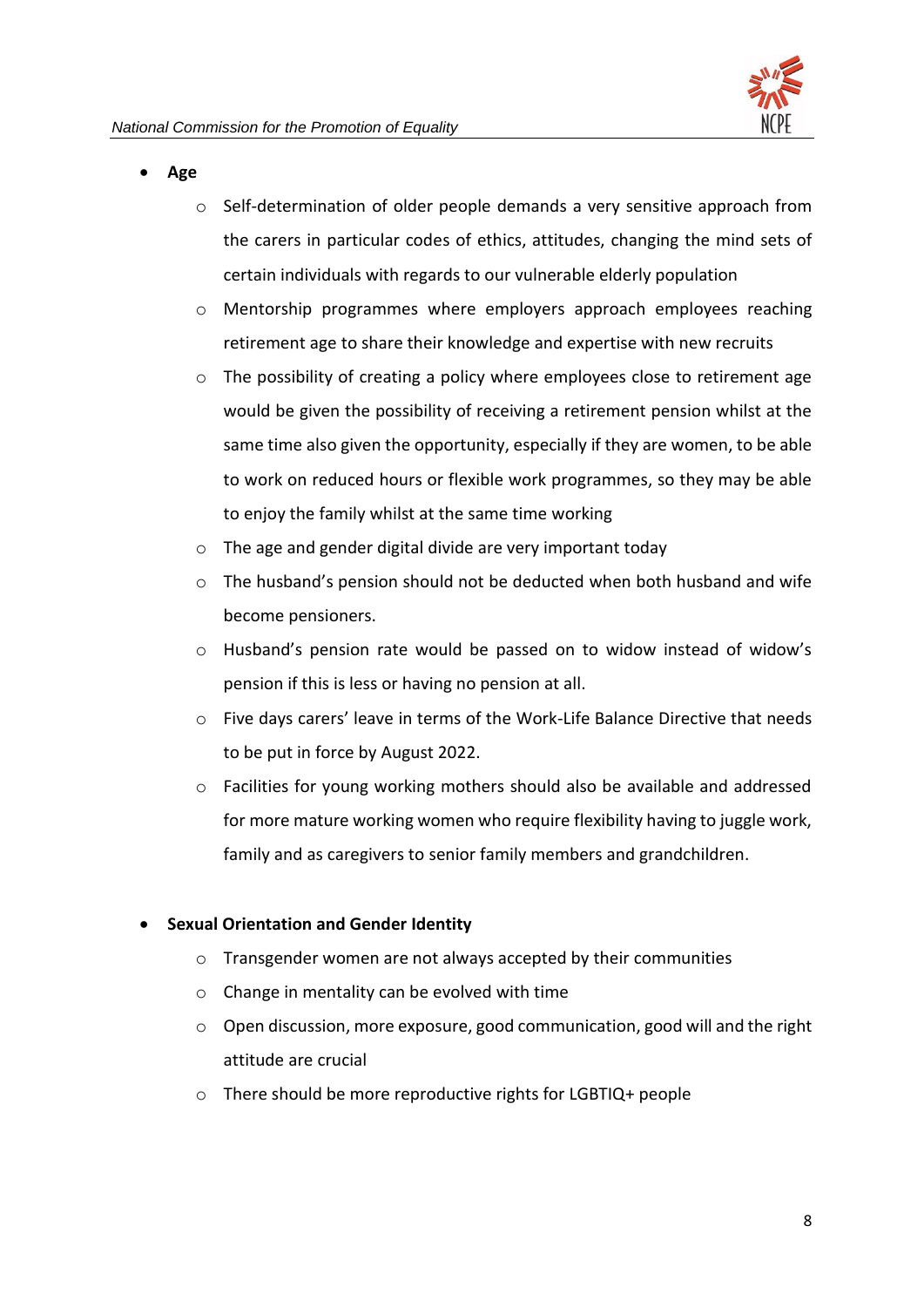- **Age**
    - Self-determination of older people demands a very sensitive approach from the carers in particular codes of ethics, attitudes, changing the mind sets of certain individuals with regards to our vulnerable elderly population
    - Mentorship programmes where employers approach employees reaching retirement age to share their knowledge and expertise with new recruits
    - The possibility of creating a policy where employees close to retirement age would be given the possibility of receiving a retirement pension whilst at the same time also given the opportunity, especially if they are women, to be able to work on reduced hours or flexible work programmes, so they may be able to enjoy the family whilst at the same time working
    - The age and gender digital divide are very important today
    - The husband's pension should not be deducted when both husband and wife become pensioners.
    - Husband's pension rate would be passed on to widow instead of widow's pension if this is less or having no pension at all.
    - Five days carers' leave in terms of the Work-Life Balance Directive that needs to be put in force by August 2022.
    - Facilities for young working mothers should also be available and addressed for more mature working women who require flexibility having to juggle work, family and as caregivers to senior family members and grandchildren.

- **Sexual Orientation and Gender Identity**
    - Transgender women are not always accepted by their communities
    - Change in mentality can be evolved with time
    - Open discussion, more exposure, good communication, good will and the right attitude are crucial
    - There should be more reproductive rights for LGBTIQ+ people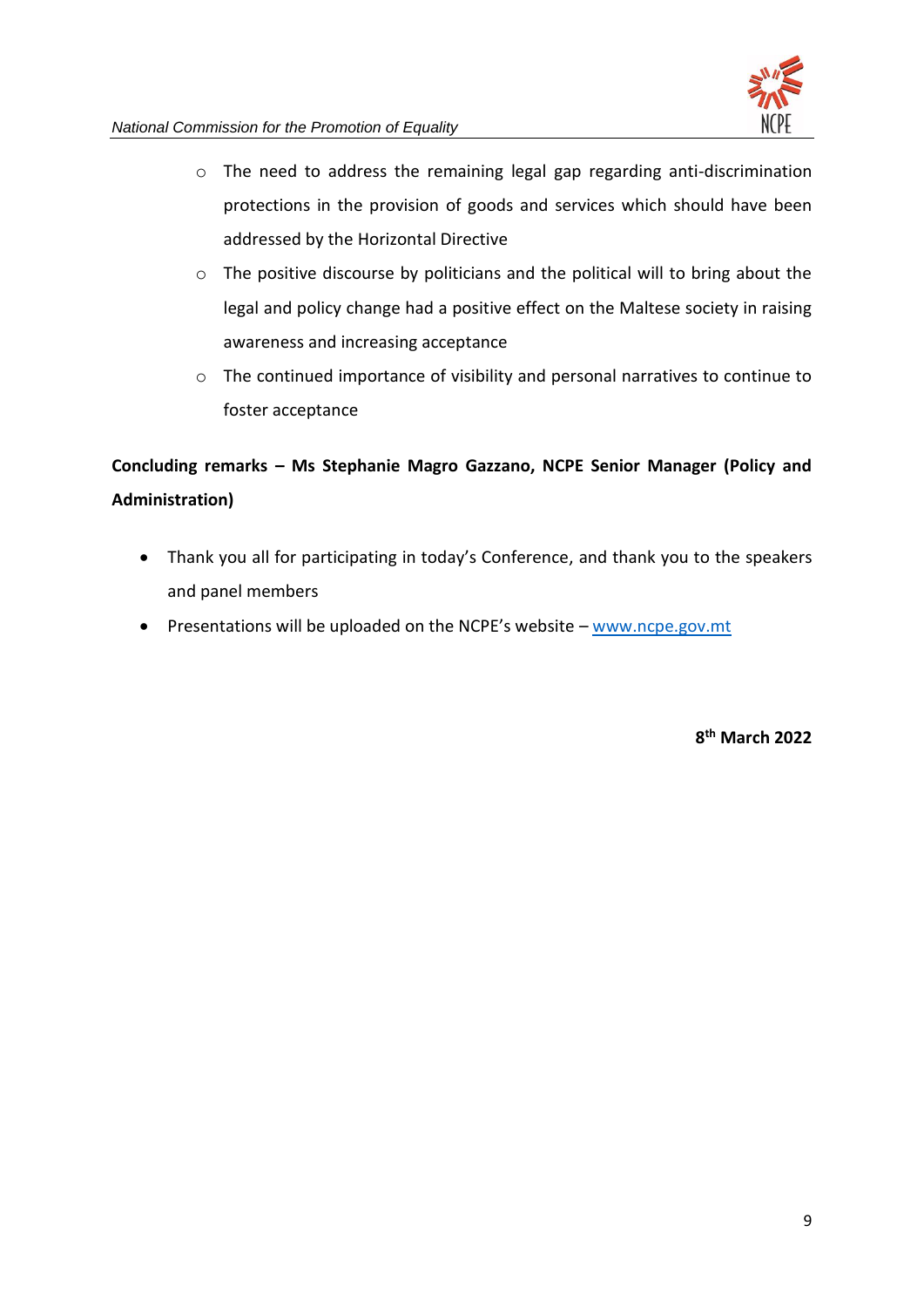- The need to address the remaining legal gap regarding anti-discrimination protections in the provision of goods and services which should have been addressed by the Horizontal Directive
- The positive discourse by politicians and the political will to bring about the legal and policy change had a positive effect on the Maltese society in raising awareness and increasing acceptance
- The continued importance of visibility and personal narratives to continue to foster acceptance

**Concluding remarks – Ms Stephanie Magro Gazzano, NCPE Senior Manager (Policy and Administration)**

- Thank you all for participating in today's Conference, and thank you to the speakers and panel members
- Presentations will be uploaded on the NCPE's website – www.ncpe.gov.mt

**8th March 2022**